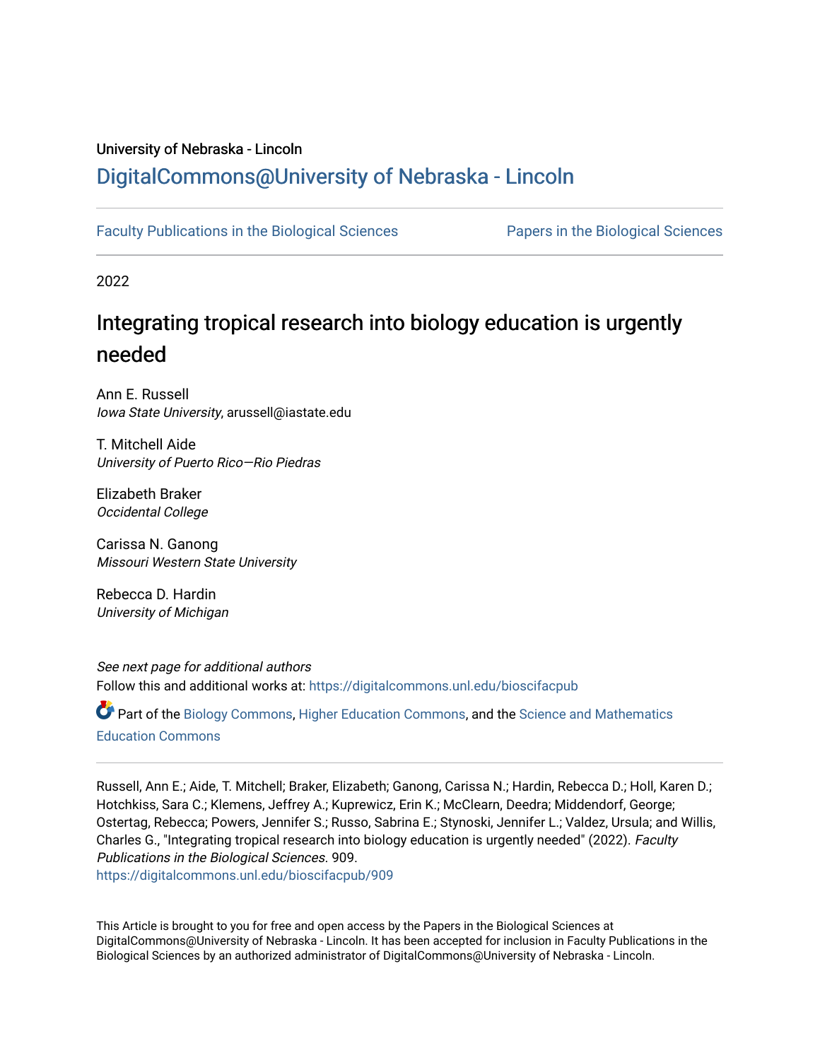University of Nebraska - Lincoln

# DigitalCommons@University of Nebraska - Lincoln

Faculty Publications in the Biological Sciences | Papers in the Biological Sciences

2022

## Integrating tropical research into biology education is urgently needed

Ann E. Russell
*Iowa State University*, arussell@iastate.edu

T. Mitchell Aide
*University of Puerto Rico—Rio Piedras*

Elizabeth Braker
*Occidental College*

Carissa N. Ganong
*Missouri Western State University*

Rebecca D. Hardin
*University of Michigan*

*See next page for additional authors*

Follow this and additional works at: https://digitalcommons.unl.edu/bioscifacpub

Part of the Biology Commons, Higher Education Commons, and the Science and Mathematics Education Commons

Russell, Ann E.; Aide, T. Mitchell; Braker, Elizabeth; Ganong, Carissa N.; Hardin, Rebecca D.; Holl, Karen D.; Hotchkiss, Sara C.; Klemens, Jeffrey A.; Kuprewicz, Erin K.; McClearn, Deedra; Middendorf, George; Ostertag, Rebecca; Powers, Jennifer S.; Russo, Sabrina E.; Stynoski, Jennifer L.; Valdez, Ursula; and Willis, Charles G., "Integrating tropical research into biology education is urgently needed" (2022). *Faculty Publications in the Biological Sciences*. 909.
https://digitalcommons.unl.edu/bioscifacpub/909

This Article is brought to you for free and open access by the Papers in the Biological Sciences at DigitalCommons@University of Nebraska - Lincoln. It has been accepted for inclusion in Faculty Publications in the Biological Sciences by an authorized administrator of DigitalCommons@University of Nebraska - Lincoln.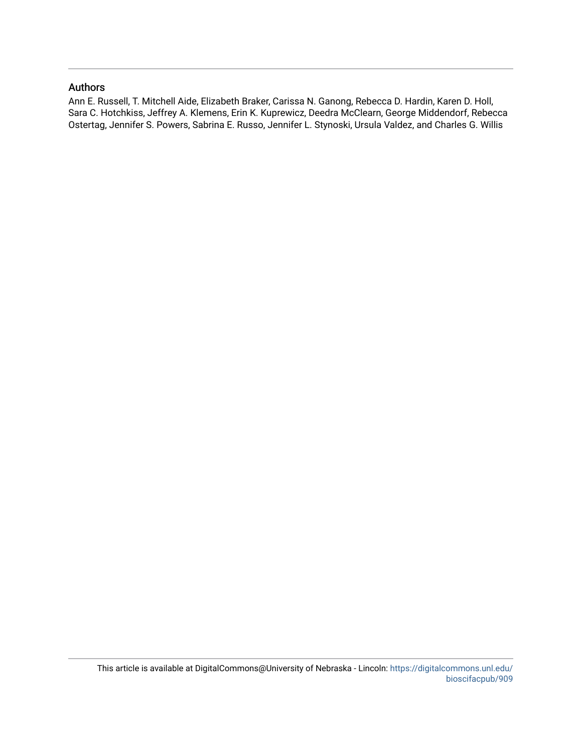## Authors

Ann E. Russell, T. Mitchell Aide, Elizabeth Braker, Carissa N. Ganong, Rebecca D. Hardin, Karen D. Holl, Sara C. Hotchkiss, Jeffrey A. Klemens, Erin K. Kuprewicz, Deedra McClearn, George Middendorf, Rebecca Ostertag, Jennifer S. Powers, Sabrina E. Russo, Jennifer L. Stynoski, Ursula Valdez, and Charles G. Willis

This article is available at DigitalCommons@University of Nebraska - Lincoln: https://digitalcommons.unl.edu/bioscifacpub/909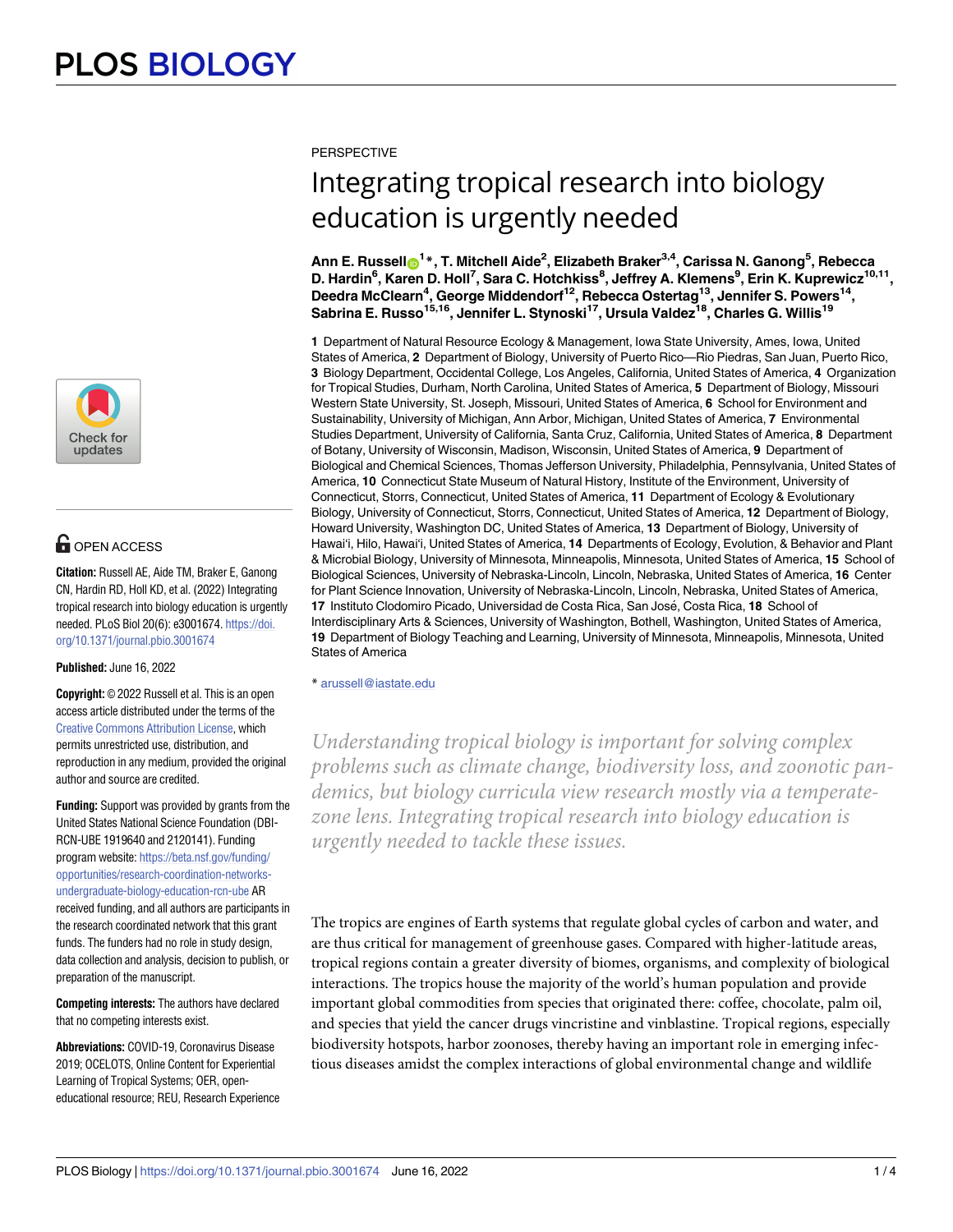PERSPECTIVE

# Integrating tropical research into biology education is urgently needed

**Ann E. Russell[1]*, T. Mitchell Aide[2], Elizabeth Braker[3,4], Carissa N. Ganong[5], Rebecca D. Hardin[6], Karen D. Holl[7], Sara C. Hotchkiss[8], Jeffrey A. Klemens[9], Erin K. Kuprewicz[10,11], Deedra McClearn[4], George Middendorf[12], Rebecca Ostertag[13], Jennifer S. Powers[14], Sabrina E. Russo[15,16], Jennifer L. Stynoski[17], Ursula Valdez[18], Charles G. Willis[19]**

**1** Department of Natural Resource Ecology & Management, Iowa State University, Ames, Iowa, United States of America, **2** Department of Biology, University of Puerto Rico—Rio Piedras, San Juan, Puerto Rico, **3** Biology Department, Occidental College, Los Angeles, California, United States of America, **4** Organization for Tropical Studies, Durham, North Carolina, United States of America, **5** Department of Biology, Missouri Western State University, St. Joseph, Missouri, United States of America, **6** School for Environment and Sustainability, University of Michigan, Ann Arbor, Michigan, United States of America, **7** Environmental Studies Department, University of California, Santa Cruz, California, United States of America, **8** Department of Botany, University of Wisconsin, Madison, Wisconsin, United States of America, **9** Department of Biological and Chemical Sciences, Thomas Jefferson University, Philadelphia, Pennsylvania, United States of America, **10** Connecticut State Museum of Natural History, Institute of the Environment, University of Connecticut, Storrs, Connecticut, United States of America, **11** Department of Ecology & Evolutionary Biology, University of Connecticut, Storrs, Connecticut, United States of America, **12** Department of Biology, Howard University, Washington DC, United States of America, **13** Department of Biology, University of Hawai'i, Hilo, Hawai'i, United States of America, **14** Departments of Ecology, Evolution, & Behavior and Plant & Microbial Biology, University of Minnesota, Minneapolis, Minnesota, United States of America, **15** School of Biological Sciences, University of Nebraska-Lincoln, Lincoln, Nebraska, United States of America, **16** Center for Plant Science Innovation, University of Nebraska-Lincoln, Lincoln, Nebraska, United States of America, **17** Instituto Clodomiro Picado, Universidad de Costa Rica, San José, Costa Rica, **18** School of Interdisciplinary Arts & Sciences, University of Washington, Bothell, Washington, United States of America, **19** Department of Biology Teaching and Learning, University of Minnesota, Minneapolis, Minnesota, United States of America

* arussell@iastate.edu

OPEN ACCESS

**Citation:** Russell AE, Aide TM, Braker E, Ganong CN, Hardin RD, Holl KD, et al. (2022) Integrating tropical research into biology education is urgently needed. PLoS Biol 20(6): e3001674. https://doi.org/10.1371/journal.pbio.3001674

**Published:** June 16, 2022

**Copyright:** © 2022 Russell et al. This is an open access article distributed under the terms of the Creative Commons Attribution License, which permits unrestricted use, distribution, and reproduction in any medium, provided the original author and source are credited.

**Funding:** Support was provided by grants from the United States National Science Foundation (DBI-RCN-UBE 1919640 and 2120141). Funding program website: https://beta.nsf.gov/funding/opportunities/research-coordination-networks-undergraduate-biology-education-rcn-ube AR received funding, and all authors are participants in the research coordinated network that this grant funds. The funders had no role in study design, data collection and analysis, decision to publish, or preparation of the manuscript.

**Competing interests:** The authors have declared that no competing interests exist.

**Abbreviations:** COVID-19, Coronavirus Disease 2019; OCELOTS, Online Content for Experiential Learning of Tropical Systems; OER, open-educational resource; REU, Research Experience

*Understanding tropical biology is important for solving complex problems such as climate change, biodiversity loss, and zoonotic pandemics, but biology curricula view research mostly via a temperate-zone lens. Integrating tropical research into biology education is urgently needed to tackle these issues.*

The tropics are engines of Earth systems that regulate global cycles of carbon and water, and are thus critical for management of greenhouse gases. Compared with higher-latitude areas, tropical regions contain a greater diversity of biomes, organisms, and complexity of biological interactions. The tropics house the majority of the world's human population and provide important global commodities from species that originated there: coffee, chocolate, palm oil, and species that yield the cancer drugs vincristine and vinblastine. Tropical regions, especially biodiversity hotspots, harbor zoonoses, thereby having an important role in emerging infectious diseases amidst the complex interactions of global environmental change and wildlife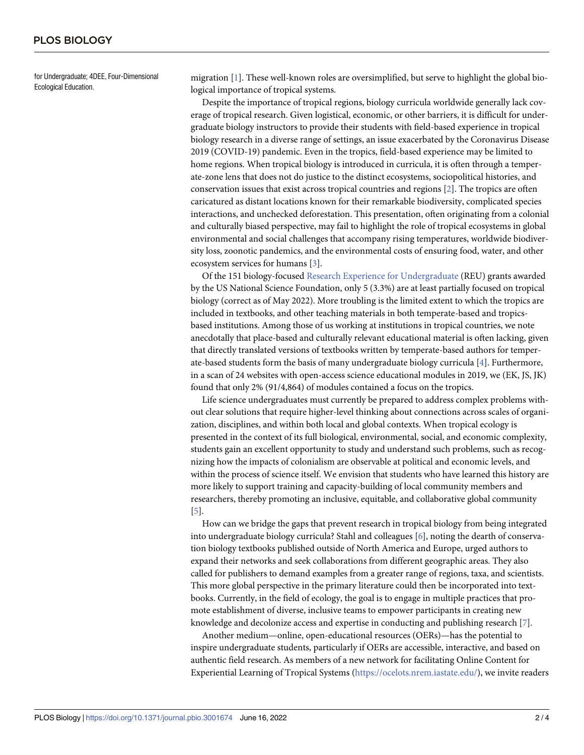for Undergraduate; 4DEE, Four-Dimensional Ecological Education.

migration [1]. These well-known roles are oversimplified, but serve to highlight the global biological importance of tropical systems.

Despite the importance of tropical regions, biology curricula worldwide generally lack coverage of tropical research. Given logistical, economic, or other barriers, it is difficult for undergraduate biology instructors to provide their students with field-based experience in tropical biology research in a diverse range of settings, an issue exacerbated by the Coronavirus Disease 2019 (COVID-19) pandemic. Even in the tropics, field-based experience may be limited to home regions. When tropical biology is introduced in curricula, it is often through a temperate-zone lens that does not do justice to the distinct ecosystems, sociopolitical histories, and conservation issues that exist across tropical countries and regions [2]. The tropics are often caricatured as distant locations known for their remarkable biodiversity, complicated species interactions, and unchecked deforestation. This presentation, often originating from a colonial and culturally biased perspective, may fail to highlight the role of tropical ecosystems in global environmental and social challenges that accompany rising temperatures, worldwide biodiversity loss, zoonotic pandemics, and the environmental costs of ensuring food, water, and other ecosystem services for humans [3].

Of the 151 biology-focused Research Experience for Undergraduate (REU) grants awarded by the US National Science Foundation, only 5 (3.3%) are at least partially focused on tropical biology (correct as of May 2022). More troubling is the limited extent to which the tropics are included in textbooks, and other teaching materials in both temperate-based and tropics-based institutions. Among those of us working at institutions in tropical countries, we note anecdotally that place-based and culturally relevant educational material is often lacking, given that directly translated versions of textbooks written by temperate-based authors for temperate-based students form the basis of many undergraduate biology curricula [4]. Furthermore, in a scan of 24 websites with open-access science educational modules in 2019, we (EK, JS, JK) found that only 2% (91/4,864) of modules contained a focus on the tropics.

Life science undergraduates must currently be prepared to address complex problems without clear solutions that require higher-level thinking about connections across scales of organization, disciplines, and within both local and global contexts. When tropical ecology is presented in the context of its full biological, environmental, social, and economic complexity, students gain an excellent opportunity to study and understand such problems, such as recognizing how the impacts of colonialism are observable at political and economic levels, and within the process of science itself. We envision that students who have learned this history are more likely to support training and capacity-building of local community members and researchers, thereby promoting an inclusive, equitable, and collaborative global community [5].

How can we bridge the gaps that prevent research in tropical biology from being integrated into undergraduate biology curricula? Stahl and colleagues [6], noting the dearth of conservation biology textbooks published outside of North America and Europe, urged authors to expand their networks and seek collaborations from different geographic areas. They also called for publishers to demand examples from a greater range of regions, taxa, and scientists. This more global perspective in the primary literature could then be incorporated into textbooks. Currently, in the field of ecology, the goal is to engage in multiple practices that promote establishment of diverse, inclusive teams to empower participants in creating new knowledge and decolonize access and expertise in conducting and publishing research [7].

Another medium—online, open-educational resources (OERs)—has the potential to inspire undergraduate students, particularly if OERs are accessible, interactive, and based on authentic field research. As members of a new network for facilitating Online Content for Experiential Learning of Tropical Systems (https://ocelots.nrem.iastate.edu/), we invite readers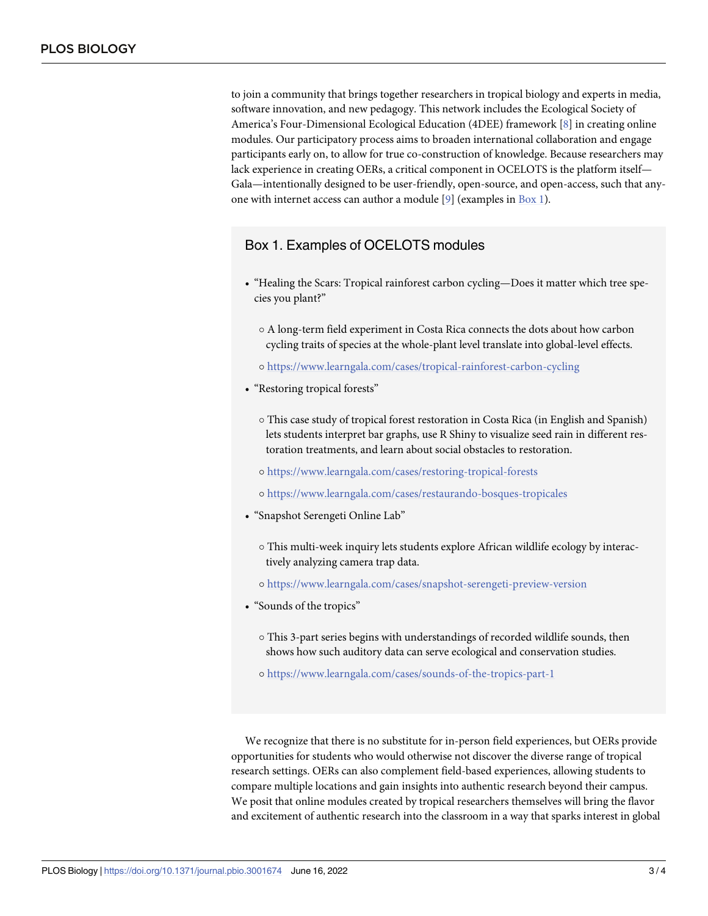to join a community that brings together researchers in tropical biology and experts in media, software innovation, and new pedagogy. This network includes the Ecological Society of America's Four-Dimensional Ecological Education (4DEE) framework [8] in creating online modules. Our participatory process aims to broaden international collaboration and engage participants early on, to allow for true co-construction of knowledge. Because researchers may lack experience in creating OERs, a critical component in OCELOTS is the platform itself—Gala—intentionally designed to be user-friendly, open-source, and open-access, such that anyone with internet access can author a module [9] (examples in Box 1).

## Box 1. Examples of OCELOTS modules

- "Healing the Scars: Tropical rainforest carbon cycling—Does it matter which tree species you plant?"
    - A long-term field experiment in Costa Rica connects the dots about how carbon cycling traits of species at the whole-plant level translate into global-level effects.
    - https://www.learngala.com/cases/tropical-rainforest-carbon-cycling
- "Restoring tropical forests"
    - This case study of tropical forest restoration in Costa Rica (in English and Spanish) lets students interpret bar graphs, use R Shiny to visualize seed rain in different restoration treatments, and learn about social obstacles to restoration.
    - https://www.learngala.com/cases/restoring-tropical-forests
    - https://www.learngala.com/cases/restaurando-bosques-tropicales
- "Snapshot Serengeti Online Lab"
    - This multi-week inquiry lets students explore African wildlife ecology by interactively analyzing camera trap data.
    - https://www.learngala.com/cases/snapshot-serengeti-preview-version
- "Sounds of the tropics"
    - This 3-part series begins with understandings of recorded wildlife sounds, then shows how such auditory data can serve ecological and conservation studies.
    - https://www.learngala.com/cases/sounds-of-the-tropics-part-1

We recognize that there is no substitute for in-person field experiences, but OERs provide opportunities for students who would otherwise not discover the diverse range of tropical research settings. OERs can also complement field-based experiences, allowing students to compare multiple locations and gain insights into authentic research beyond their campus. We posit that online modules created by tropical researchers themselves will bring the flavor and excitement of authentic research into the classroom in a way that sparks interest in global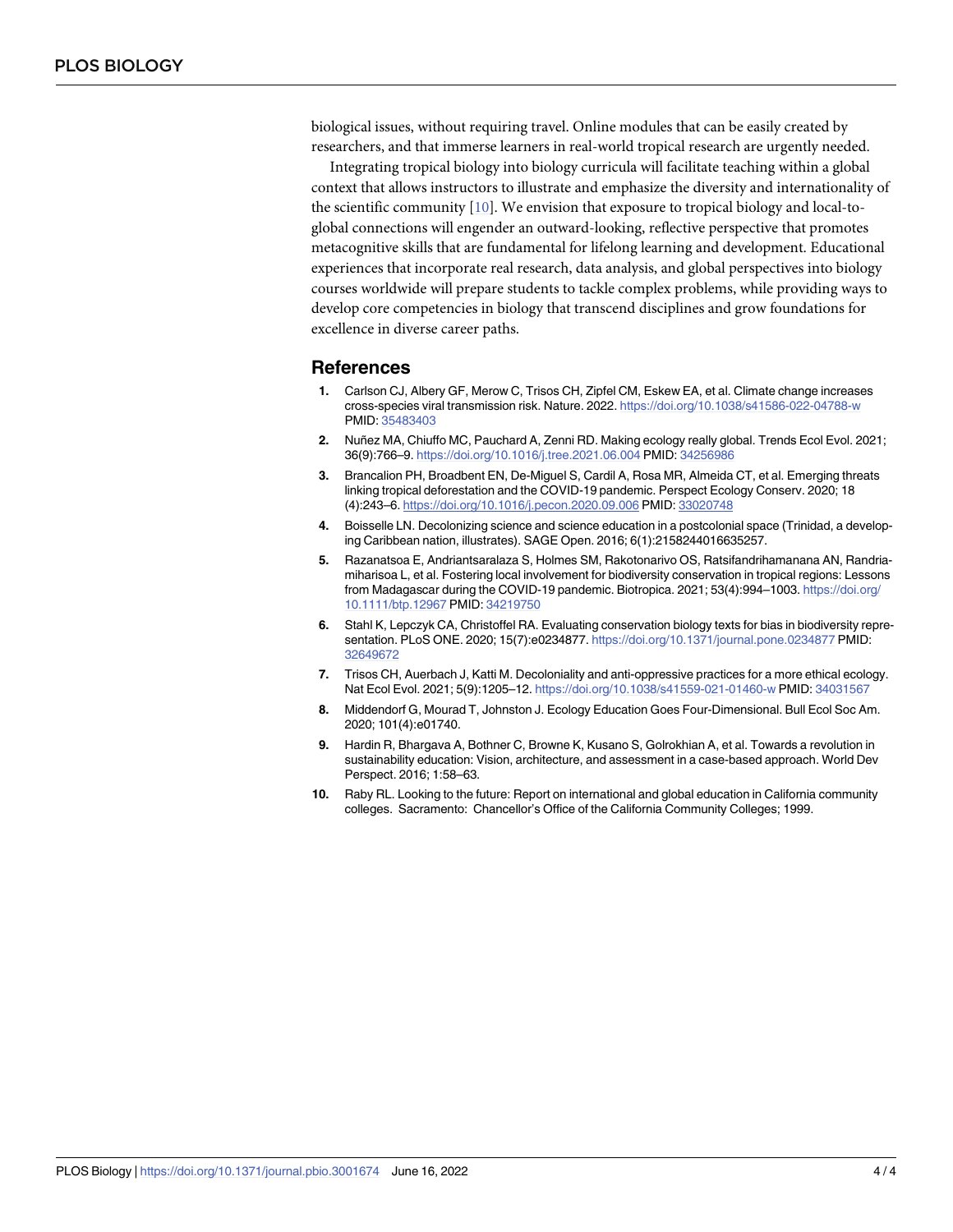biological issues, without requiring travel. Online modules that can be easily created by researchers, and that immerse learners in real-world tropical research are urgently needed.

Integrating tropical biology into biology curricula will facilitate teaching within a global context that allows instructors to illustrate and emphasize the diversity and internationality of the scientific community [10]. We envision that exposure to tropical biology and local-to-global connections will engender an outward-looking, reflective perspective that promotes metacognitive skills that are fundamental for lifelong learning and development. Educational experiences that incorporate real research, data analysis, and global perspectives into biology courses worldwide will prepare students to tackle complex problems, while providing ways to develop core competencies in biology that transcend disciplines and grow foundations for excellence in diverse career paths.

## References

1. Carlson CJ, Albery GF, Merow C, Trisos CH, Zipfel CM, Eskew EA, et al. Climate change increases cross-species viral transmission risk. Nature. 2022. https://doi.org/10.1038/s41586-022-04788-w PMID: 35483403
2. Nuñez MA, Chiuffo MC, Pauchard A, Zenni RD. Making ecology really global. Trends Ecol Evol. 2021; 36(9):766–9. https://doi.org/10.1016/j.tree.2021.06.004 PMID: 34256986
3. Brancalion PH, Broadbent EN, De-Miguel S, Cardil A, Rosa MR, Almeida CT, et al. Emerging threats linking tropical deforestation and the COVID-19 pandemic. Perspect Ecology Conserv. 2020; 18 (4):243–6. https://doi.org/10.1016/j.pecon.2020.09.006 PMID: 33020748
4. Boisselle LN. Decolonizing science and science education in a postcolonial space (Trinidad, a developing Caribbean nation, illustrates). SAGE Open. 2016; 6(1):2158244016635257.
5. Razanatsoa E, Andriantsaralaza S, Holmes SM, Rakotonarivo OS, Ratsifandrihamanana AN, Randriamiharisoa L, et al. Fostering local involvement for biodiversity conservation in tropical regions: Lessons from Madagascar during the COVID-19 pandemic. Biotropica. 2021; 53(4):994–1003. https://doi.org/10.1111/btp.12967 PMID: 34219750
6. Stahl K, Lepczyk CA, Christoffel RA. Evaluating conservation biology texts for bias in biodiversity representation. PLoS ONE. 2020; 15(7):e0234877. https://doi.org/10.1371/journal.pone.0234877 PMID: 32649672
7. Trisos CH, Auerbach J, Katti M. Decoloniality and anti-oppressive practices for a more ethical ecology. Nat Ecol Evol. 2021; 5(9):1205–12. https://doi.org/10.1038/s41559-021-01460-w PMID: 34031567
8. Middendorf G, Mourad T, Johnston J. Ecology Education Goes Four-Dimensional. Bull Ecol Soc Am. 2020; 101(4):e01740.
9. Hardin R, Bhargava A, Bothner C, Browne K, Kusano S, Golrokhian A, et al. Towards a revolution in sustainability education: Vision, architecture, and assessment in a case-based approach. World Dev Perspect. 2016; 1:58–63.
10. Raby RL. Looking to the future: Report on international and global education in California community colleges. Sacramento: Chancellor's Office of the California Community Colleges; 1999.